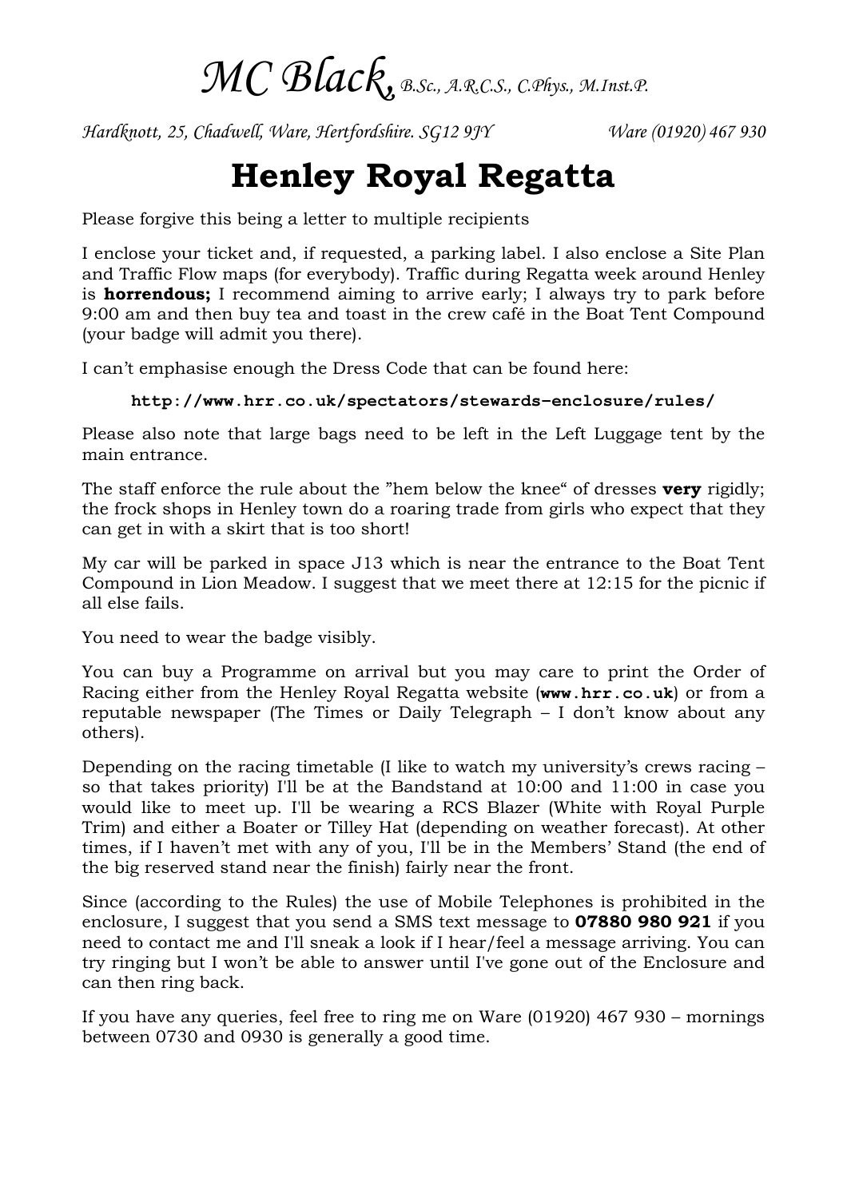*MC Black, B.Sc., A.R.C.S., C.Phys., M.Inst.P.*

*Hardknott, 25, Chadwell, Ware, Hertfordshire. SG12 9JY* *Ware (01920) 467 930*

# Henley Royal Regatta

Please forgive this being a letter to multiple recipients

I enclose your ticket and, if requested, a parking label. I also enclose a Site Plan and Traffic Flow maps (for everybody). Traffic during Regatta week around Henley is **horrendous;** I recommend aiming to arrive early; I always try to park before 9:00 am and then buy tea and toast in the crew café in the Boat Tent Compound (your badge will admit you there).

I can't emphasise enough the Dress Code that can be found here:

**`http://www.hrr.co.uk/spectators/stewards-enclosure/rules/`**

Please also note that large bags need to be left in the Left Luggage tent by the main entrance.

The staff enforce the rule about the "hem below the knee" of dresses **very** rigidly; the frock shops in Henley town do a roaring trade from girls who expect that they can get in with a skirt that is too short!

My car will be parked in space J13 which is near the entrance to the Boat Tent Compound in Lion Meadow. I suggest that we meet there at 12:15 for the picnic if all else fails.

You need to wear the badge visibly.

You can buy a Programme on arrival but you may care to print the Order of Racing either from the Henley Royal Regatta website (**`www.hrr.co.uk`**) or from a reputable newspaper (The Times or Daily Telegraph – I don't know about any others).

Depending on the racing timetable (I like to watch my university's crews racing – so that takes priority) I'll be at the Bandstand at 10:00 and 11:00 in case you would like to meet up. I'll be wearing a RCS Blazer (White with Royal Purple Trim) and either a Boater or Tilley Hat (depending on weather forecast). At other times, if I haven't met with any of you, I'll be in the Members' Stand (the end of the big reserved stand near the finish) fairly near the front.

Since (according to the Rules) the use of Mobile Telephones is prohibited in the enclosure, I suggest that you send a SMS text message to **07880 980 921** if you need to contact me and I'll sneak a look if I hear/feel a message arriving. You can try ringing but I won't be able to answer until I've gone out of the Enclosure and can then ring back.

If you have any queries, feel free to ring me on Ware (01920) 467 930 – mornings between 0730 and 0930 is generally a good time.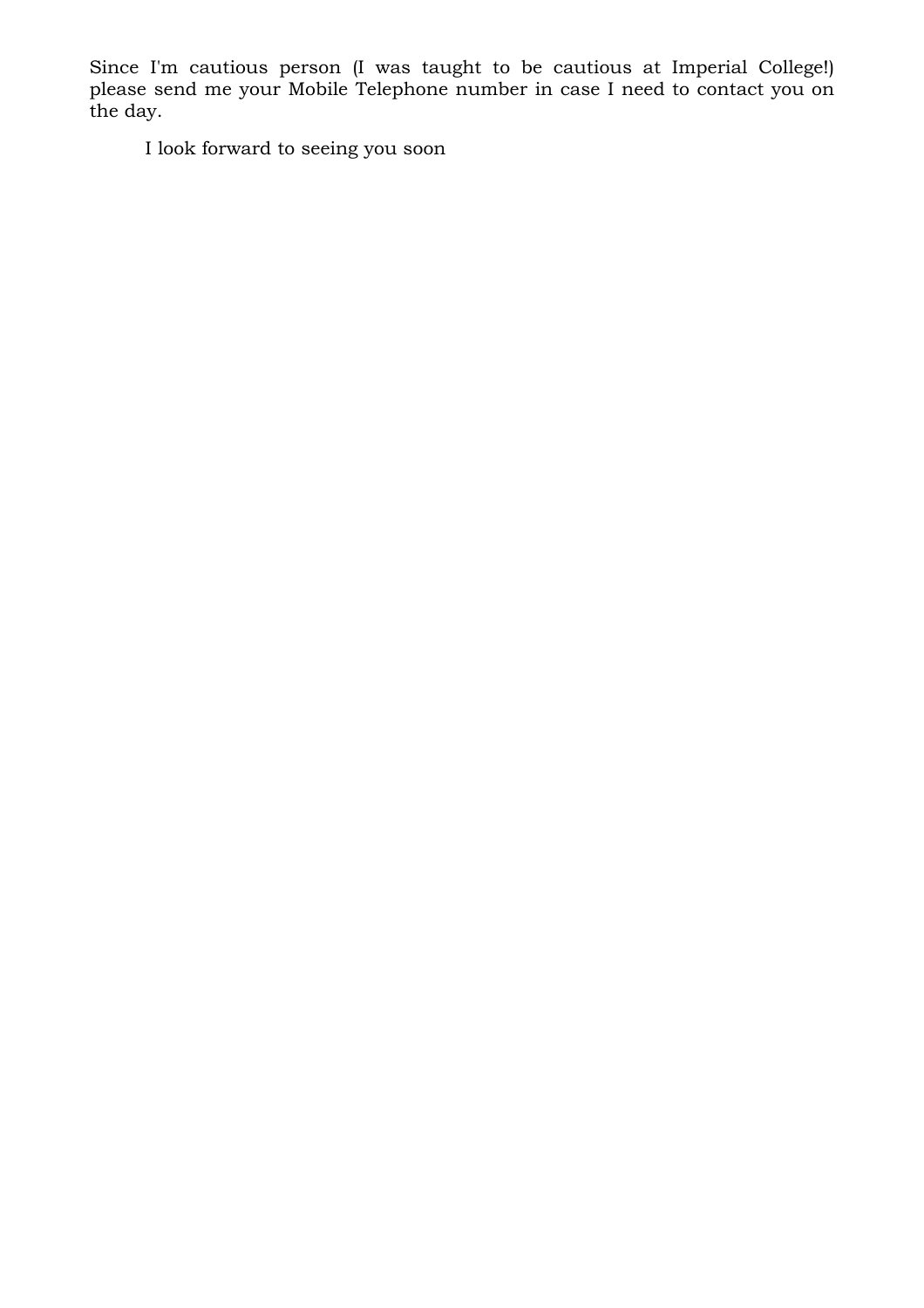Since I'm cautious person (I was taught to be cautious at Imperial College!) please send me your Mobile Telephone number in case I need to contact you on the day.

I look forward to seeing you soon